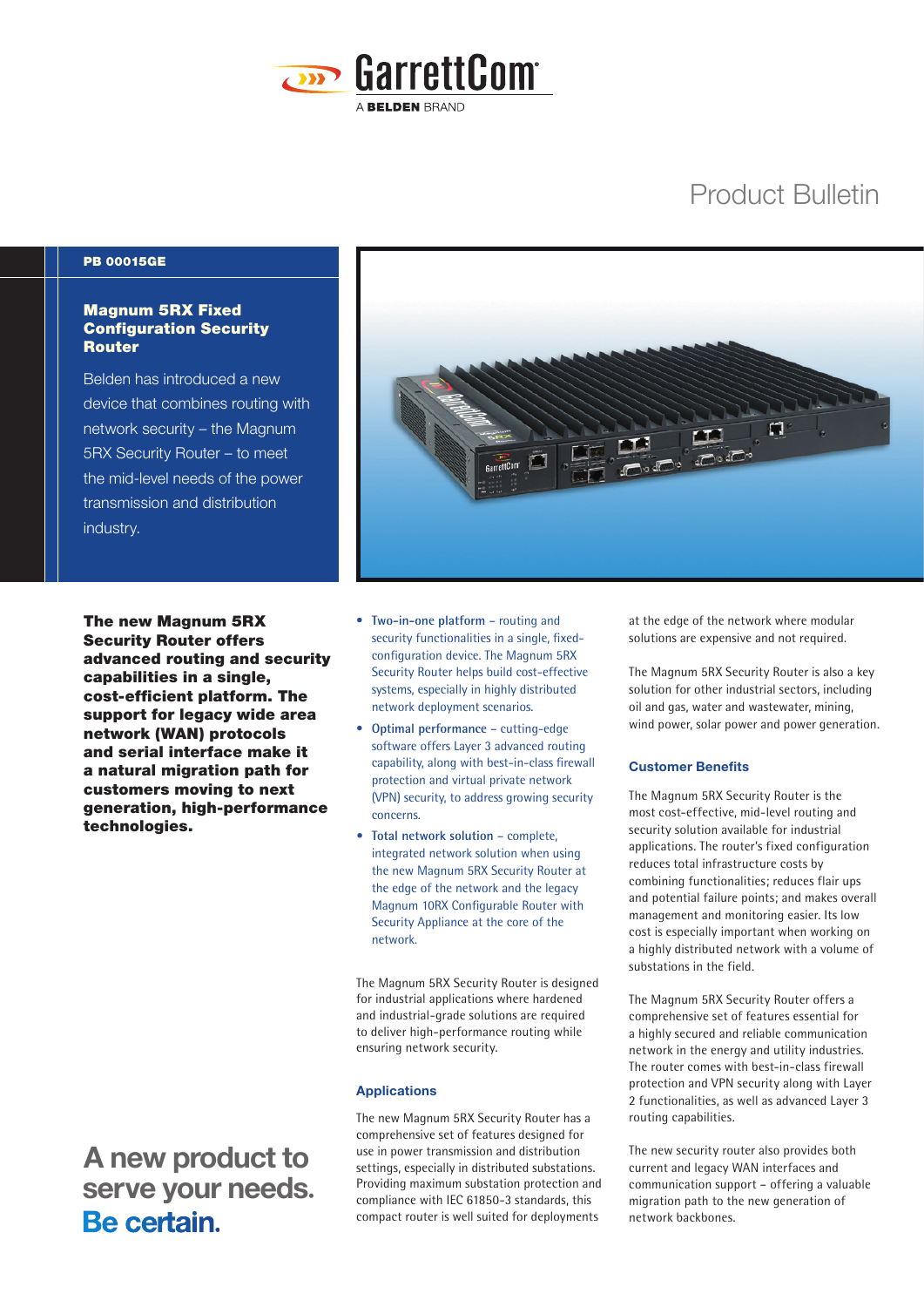GarrettCom

A BELDEN BRAND

Product Bulletin

PB 00015GE

# Magnum 5RX Fixed Configuration Security Router

Belden has introduced a new device that combines routing with network security – the Magnum 5RX Security Router – to meet the mid-level needs of the power transmission and distribution industry.

**The new Magnum 5RX Security Router offers advanced routing and security capabilities in a single, cost-efficient platform. The support for legacy wide area network (WAN) protocols and serial interface make it a natural migration path for customers moving to next generation, high-performance technologies.**

- **Two-in-one platform** – routing and security functionalities in a single, fixed-configuration device. The Magnum 5RX Security Router helps build cost-effective systems, especially in highly distributed network deployment scenarios.
- **Optimal performance** – cutting-edge software offers Layer 3 advanced routing capability, along with best-in-class firewall protection and virtual private network (VPN) security, to address growing security concerns.
- **Total network solution** – complete, integrated network solution when using the new Magnum 5RX Security Router at the edge of the network and the legacy Magnum 10RX Configurable Router with Security Appliance at the core of the network.

The Magnum 5RX Security Router is designed for industrial applications where hardened and industrial-grade solutions are required to deliver high-performance routing while ensuring network security.

## Applications

The new Magnum 5RX Security Router has a comprehensive set of features designed for use in power transmission and distribution settings, especially in distributed substations. Providing maximum substation protection and compliance with IEC 61850-3 standards, this compact router is well suited for deployments at the edge of the network where modular solutions are expensive and not required.

The Magnum 5RX Security Router is also a key solution for other industrial sectors, including oil and gas, water and wastewater, mining, wind power, solar power and power generation.

## Customer Benefits

The Magnum 5RX Security Router is the most cost-effective, mid-level routing and security solution available for industrial applications. The router's fixed configuration reduces total infrastructure costs by combining functionalities; reduces flair ups and potential failure points; and makes overall management and monitoring easier. Its low cost is especially important when working on a highly distributed network with a volume of substations in the field.

The Magnum 5RX Security Router offers a comprehensive set of features essential for a highly secured and reliable communication network in the energy and utility industries. The router comes with best-in-class firewall protection and VPN security along with Layer 2 functionalities, as well as advanced Layer 3 routing capabilities.

The new security router also provides both current and legacy WAN interfaces and communication support – offering a valuable migration path to the new generation of network backbones.

**A new product to serve your needs. Be certain.**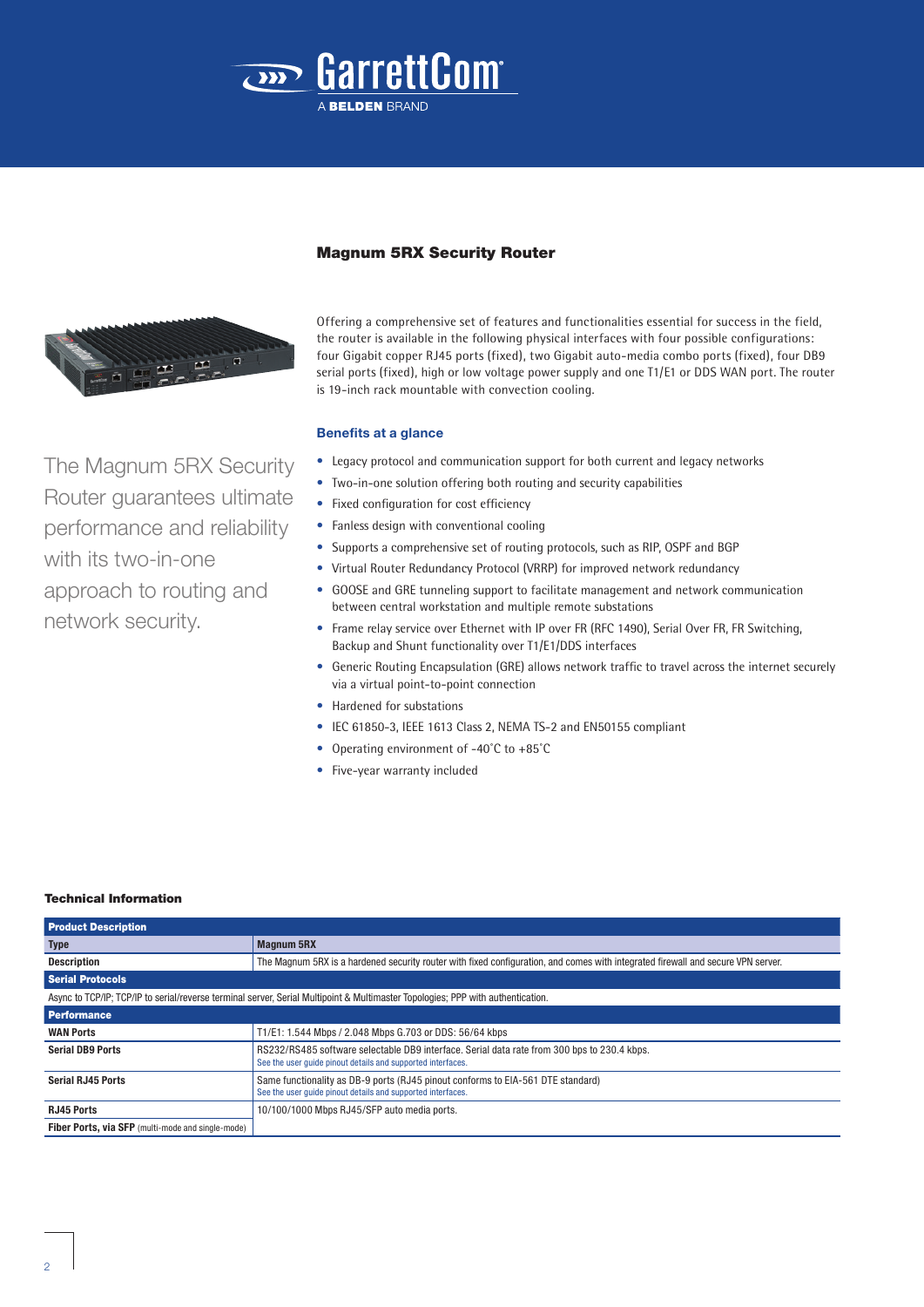# Magnum 5RX Security Router

Offering a comprehensive set of features and functionalities essential for success in the field, the router is available in the following physical interfaces with four possible configurations: four Gigabit copper RJ45 ports (fixed), two Gigabit auto-media combo ports (fixed), four DB9 serial ports (fixed), high or low voltage power supply and one T1/E1 or DDS WAN port. The router is 19-inch rack mountable with convection cooling.

The Magnum 5RX Security Router guarantees ultimate performance and reliability with its two-in-one approach to routing and network security.

## Benefits at a glance

- Legacy protocol and communication support for both current and legacy networks
- Two-in-one solution offering both routing and security capabilities
- Fixed configuration for cost efficiency
- Fanless design with conventional cooling
- Supports a comprehensive set of routing protocols, such as RIP, OSPF and BGP
- Virtual Router Redundancy Protocol (VRRP) for improved network redundancy
- GOOSE and GRE tunneling support to facilitate management and network communication between central workstation and multiple remote substations
- Frame relay service over Ethernet with IP over FR (RFC 1490), Serial Over FR, FR Switching, Backup and Shunt functionality over T1/E1/DDS interfaces
- Generic Routing Encapsulation (GRE) allows network traffic to travel across the internet securely via a virtual point-to-point connection
- Hardened for substations
- IEC 61850-3, IEEE 1613 Class 2, NEMA TS-2 and EN50155 compliant
- Operating environment of -40˚C to +85˚C
- Five-year warranty included

## Technical Information

| **Product Description** | |
|---|---|
| **Type** | **Magnum 5RX** |
| **Description** | The Magnum 5RX is a hardened security router with fixed configuration, and comes with integrated firewall and secure VPN server. |
| **Serial Protocols** | |
| Async to TCP/IP; TCP/IP to serial/reverse terminal server, Serial Multipoint & Multimaster Topologies; PPP with authentication. | |
| **Performance** | |
| **WAN Ports** | T1/E1: 1.544 Mbps / 2.048 Mbps G.703 or DDS: 56/64 kbps |
| **Serial DB9 Ports** | RS232/RS485 software selectable DB9 interface. Serial data rate from 300 bps to 230.4 kbps. See the user guide pinout details and supported interfaces. |
| **Serial RJ45 Ports** | Same functionality as DB-9 ports (RJ45 pinout conforms to EIA-561 DTE standard) See the user guide pinout details and supported interfaces. |
| **RJ45 Ports** | 10/100/1000 Mbps RJ45/SFP auto media ports. |
| **Fiber Ports, via SFP** (multi-mode and single-mode) | |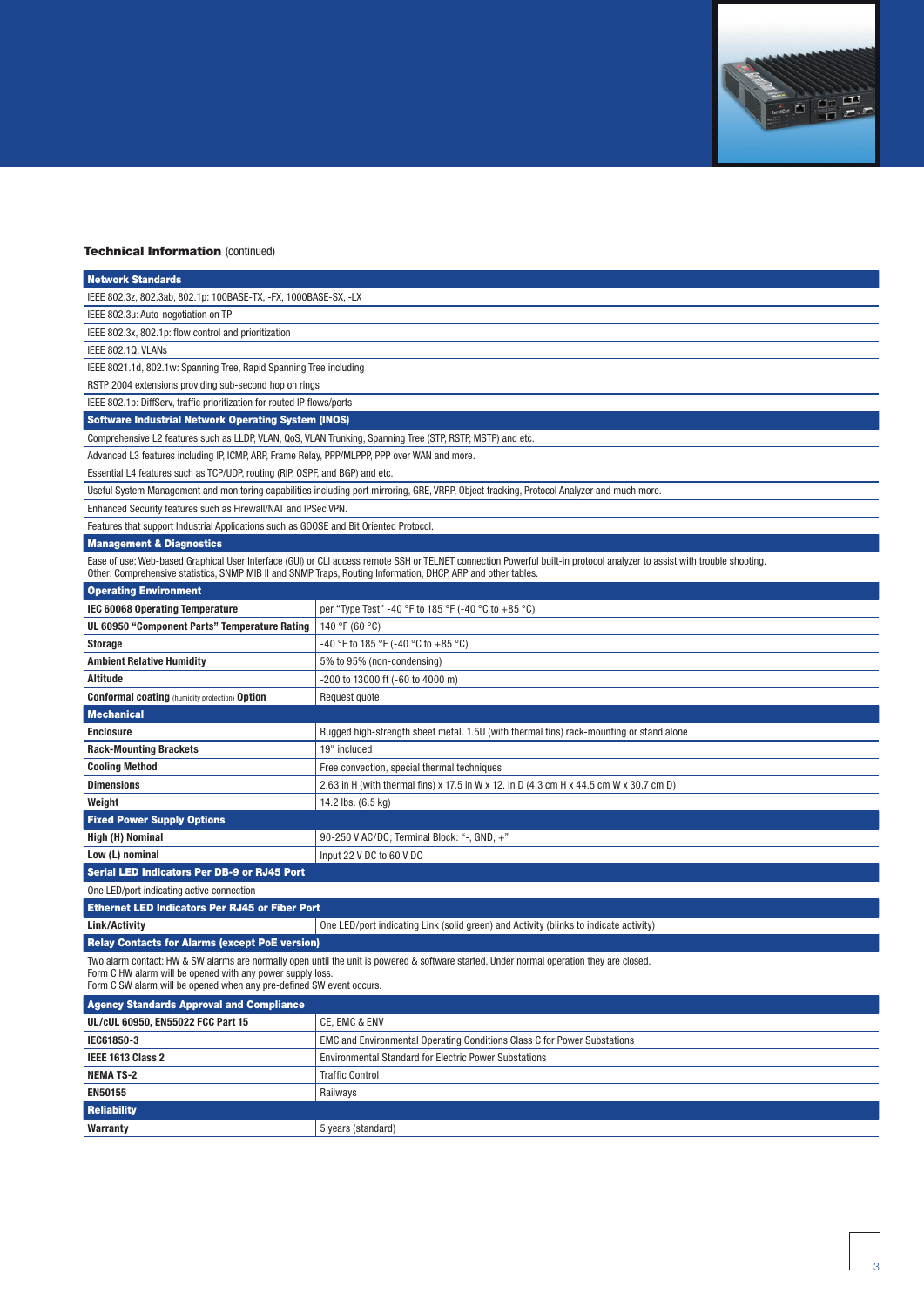**Technical Information** (continued)

| **Network Standards** | |
|---|---|
| IEEE 802.3z, 802.3ab, 802.1p: 100BASE-TX, -FX, 1000BASE-SX, -LX | |
| IEEE 802.3u: Auto-negotiation on TP | |
| IEEE 802.3x, 802.1p: flow control and prioritization | |
| IEEE 802.1Q: VLANs | |
| IEEE 8021.1d, 802.1w: Spanning Tree, Rapid Spanning Tree including | |
| RSTP 2004 extensions providing sub-second hop on rings | |
| IEEE 802.1p: DiffServ, traffic prioritization for routed IP flows/ports | |
| **Software Industrial Network Operating System (INOS)** | |
| Comprehensive L2 features such as LLDP, VLAN, QoS, VLAN Trunking, Spanning Tree (STP, RSTP, MSTP) and etc. | |
| Advanced L3 features including IP, ICMP, ARP, Frame Relay, PPP/MLPPP, PPP over WAN and more. | |
| Essential L4 features such as TCP/UDP, routing (RIP, OSPF, and BGP) and etc. | |
| Useful System Management and monitoring capabilities including port mirroring, GRE, VRRP, Object tracking, Protocol Analyzer and much more. | |
| Enhanced Security features such as Firewall/NAT and IPSec VPN. | |
| Features that support Industrial Applications such as GOOSE and Bit Oriented Protocol. | |
| **Management & Diagnostics** | |
| Ease of use: Web-based Graphical User Interface (GUI) or CLI access remote SSH or TELNET connection Powerful built-in protocol analyzer to assist with trouble shooting. Other: Comprehensive statistics, SNMP MIB II and SNMP Traps, Routing Information, DHCP, ARP and other tables. | |
| **Operating Environment** | |
| **IEC 60068 Operating Temperature** | per "Type Test" -40 °F to 185 °F (-40 °C to +85 °C) |
| **UL 60950 "Component Parts" Temperature Rating** | 140 °F (60 °C) |
| **Storage** | -40 °F to 185 °F (-40 °C to +85 °C) |
| **Ambient Relative Humidity** | 5% to 95% (non-condensing) |
| **Altitude** | -200 to 13000 ft (-60 to 4000 m) |
| **Conformal coating** (humidity protection) **Option** | Request quote |
| **Mechanical** | |
| **Enclosure** | Rugged high-strength sheet metal. 1.5U (with thermal fins) rack-mounting or stand alone |
| **Rack-Mounting Brackets** | 19" included |
| **Cooling Method** | Free convection, special thermal techniques |
| **Dimensions** | 2.63 in H (with thermal fins) x 17.5 in W x 12. in D (4.3 cm H x 44.5 cm W x 30.7 cm D) |
| **Weight** | 14.2 lbs. (6.5 kg) |
| **Fixed Power Supply Options** | |
| **High (H) Nominal** | 90-250 V AC/DC; Terminal Block: "-, GND, +" |
| **Low (L) nominal** | Input 22 V DC to 60 V DC |
| **Serial LED Indicators Per DB-9 or RJ45 Port** | |
| One LED/port indicating active connection | |
| **Ethernet LED Indicators Per RJ45 or Fiber Port** | |
| **Link/Activity** | One LED/port indicating Link (solid green) and Activity (blinks to indicate activity) |
| **Relay Contacts for Alarms (except PoE version)** | |
| Two alarm contact: HW & SW alarms are normally open until the unit is powered & software started. Under normal operation they are closed. Form C HW alarm will be opened with any power supply loss. Form C SW alarm will be opened when any pre-defined SW event occurs. | |
| **Agency Standards Approval and Compliance** | |
| **UL/cUL 60950, EN55022 FCC Part 15** | CE, EMC & ENV |
| **IEC61850-3** | EMC and Environmental Operating Conditions Class C for Power Substations |
| **IEEE 1613 Class 2** | Environmental Standard for Electric Power Substations |
| **NEMA TS-2** | Traffic Control |
| **EN50155** | Railways |
| **Reliability** | |
| **Warranty** | 5 years (standard) |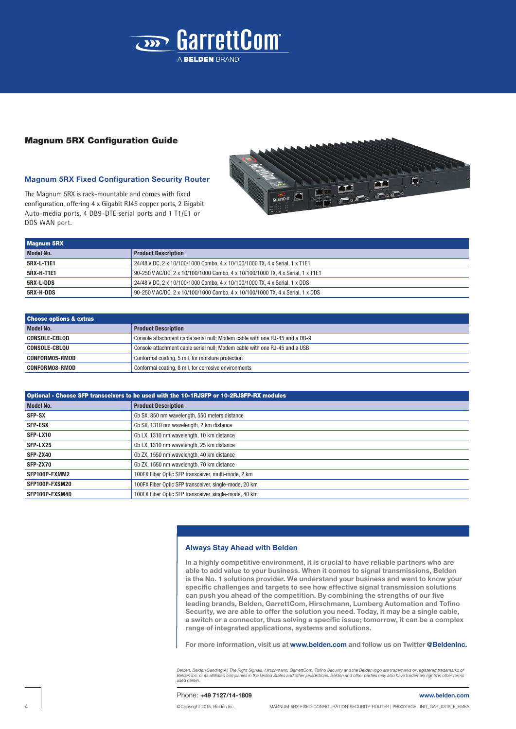## Magnum 5RX Configuration Guide

### Magnum 5RX Fixed Configuration Security Router

The Magnum 5RX is rack-mountable and comes with fixed configuration, offering 4 x Gigabit RJ45 copper ports, 2 Gigabit Auto-media ports, 4 DB9-DTE serial ports and 1 T1/E1 or DDS WAN port.

| Magnum 5RX | |
|---|---|
| **Model No.** | **Product Description** |
| **5RX-L-T1E1** | 24/48 V DC, 2 x 10/100/1000 Combo, 4 x 10/100/1000 TX, 4 x Serial, 1 x T1E1 |
| **5RX-H-T1E1** | 90-250 V AC/DC, 2 x 10/100/1000 Combo, 4 x 10/100/1000 TX, 4 x Serial, 1 x T1E1 |
| **5RX-L-DDS** | 24/48 V DC, 2 x 10/100/1000 Combo, 4 x 10/100/1000 TX, 4 x Serial, 1 x DDS |
| **5RX-H-DDS** | 90-250 V AC/DC, 2 x 10/100/1000 Combo, 4 x 10/100/1000 TX, 4 x Serial, 1 x DDS |

| Choose options & extras | |
|---|---|
| **Model No.** | **Product Description** |
| **CONSOLE-CBLQD** | Console attachment cable serial null; Modem cable with one RJ-45 and a DB-9 |
| **CONSOLE-CBLQU** | Console attachment cable serial null; Modem cable with one RJ-45 and a USB |
| **CONFORM05-RMOD** | Conformal coating, 5 mil, for moisture protection |
| **CONFORM08-RMOD** | Conformal coating, 8 mil, for corrosive environments |

| Optional - Choose SFP transceivers to be used with the 10-1RJSFP or 10-2RJSFP-RX modules | |
|---|---|
| **Model No.** | **Product Description** |
| **SFP-SX** | Gb SX, 850 nm wavelength, 550 meters distance |
| **SFP-ESX** | Gb SX, 1310 nm wavelength, 2 km distance |
| **SFP-LX10** | Gb LX, 1310 nm wavelength, 10 km distance |
| **SFP-LX25** | Gb LX, 1310 nm wavelength, 25 km distance |
| **SFP-ZX40** | Gb ZX, 1550 nm wavelength, 40 km distance |
| **SFP-ZX70** | Gb ZX, 1550 nm wavelength, 70 km distance |
| **SFP100P-FXMM2** | 100FX Fiber Optic SFP transceiver, multi-mode, 2 km |
| **SFP100P-FXSM20** | 100FX Fiber Optic SFP transceiver, single-mode, 20 km |
| **SFP100P-FXSM40** | 100FX Fiber Optic SFP transceiver, single-mode, 40 km |

### Always Stay Ahead with Belden

**In a highly competitive environment, it is crucial to have reliable partners who are able to add value to your business. When it comes to signal transmissions, Belden is the No. 1 solutions provider. We understand your business and want to know your specific challenges and targets to see how effective signal transmission solutions can push you ahead of the competition. By combining the strengths of our five leading brands, Belden, GarrettCom, Hirschmann, Lumberg Automation and Tofino Security, we are able to offer the solution you need. Today, it may be a single cable, a switch or a connector, thus solving a specific issue; tomorrow, it can be a complex range of integrated applications, systems and solutions.**

**For more information, visit us at www.belden.com and follow us on Twitter @BeldenInc.**

*Belden, Belden Sending All The Right Signals, Hirschmann, GarrettCom, Tofino Security and the Belden logo are trademarks or registered trademarks of Belden Inc. or its affiliated companies in the United States and other jurisdictions. Belden and other parties may also have trademark rights in other terms used herein.*

Phone: **+49 7127/14-1809** **www.belden.com**

©Copyright 2015, Belden Inc. MAGNUM-5RX-FIXED-CONFIGURATION-SECURITY-ROUTER | PB00015GE | INIT_GAR_0315_E_EMEA